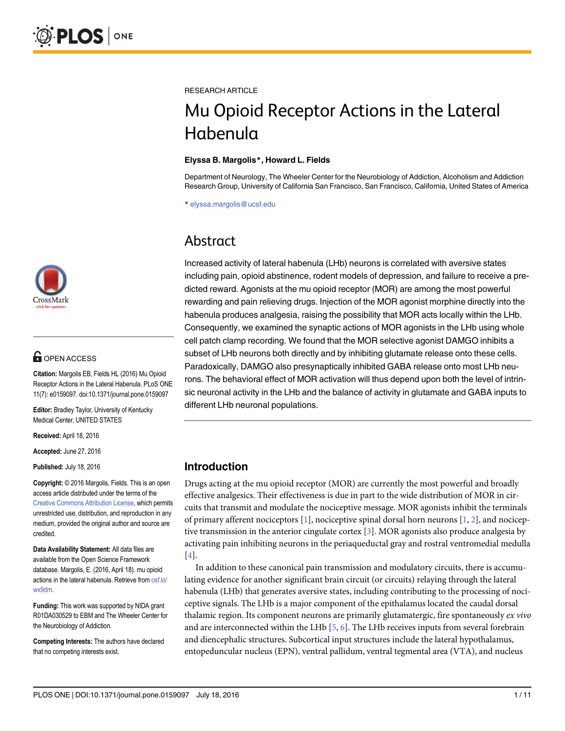RESEARCH ARTICLE

# Mu Opioid Receptor Actions in the Lateral Habenula

**Elyssa B. Margolis*, Howard L. Fields**

Department of Neurology, The Wheeler Center for the Neurobiology of Addiction, Alcoholism and Addiction Research Group, University of California San Francisco, San Francisco, California, United States of America

* elyssa.margolis@ucsf.edu

OPEN ACCESS

**Citation:** Margolis EB, Fields HL (2016) Mu Opioid Receptor Actions in the Lateral Habenula. PLoS ONE 11(7): e0159097. doi:10.1371/journal.pone.0159097

**Editor:** Bradley Taylor, University of Kentucky Medical Center, UNITED STATES

**Received:** April 18, 2016

**Accepted:** June 27, 2016

**Published:** July 18, 2016

**Copyright:** © 2016 Margolis, Fields. This is an open access article distributed under the terms of the Creative Commons Attribution License, which permits unrestricted use, distribution, and reproduction in any medium, provided the original author and source are credited.

**Data Availability Statement:** All data files are available from the Open Science Framework database. Margolis, E. (2016, April 18). mu opioid actions in the lateral habenula. Retrieve from osf.io/wx9dm.

**Funding:** This work was supported by NIDA grant R01DA030529 to EBM and The Wheeler Center for the Neurobiology of Addiction.

**Competing Interests:** The authors have declared that no competing interests exist.

## Abstract

Increased activity of lateral habenula (LHb) neurons is correlated with aversive states including pain, opioid abstinence, rodent models of depression, and failure to receive a predicted reward. Agonists at the mu opioid receptor (MOR) are among the most powerful rewarding and pain relieving drugs. Injection of the MOR agonist morphine directly into the habenula produces analgesia, raising the possibility that MOR acts locally within the LHb. Consequently, we examined the synaptic actions of MOR agonists in the LHb using whole cell patch clamp recording. We found that the MOR selective agonist DAMGO inhibits a subset of LHb neurons both directly and by inhibiting glutamate release onto these cells. Paradoxically, DAMGO also presynaptically inhibited GABA release onto most LHb neurons. The behavioral effect of MOR activation will thus depend upon both the level of intrinsic neuronal activity in the LHb and the balance of activity in glutamate and GABA inputs to different LHb neuronal populations.

## Introduction

Drugs acting at the mu opioid receptor (MOR) are currently the most powerful and broadly effective analgesics. Their effectiveness is due in part to the wide distribution of MOR in circuits that transmit and modulate the nociceptive message. MOR agonists inhibit the terminals of primary afferent nociceptors [1], nociceptive spinal dorsal horn neurons [1, 2], and nociceptive transmission in the anterior cingulate cortex [3]. MOR agonists also produce analgesia by activating pain inhibiting neurons in the periaqueductal gray and rostral ventromedial medulla [4].

In addition to these canonical pain transmission and modulatory circuits, there is accumulating evidence for another significant brain circuit (or circuits) relaying through the lateral habenula (LHb) that generates aversive states, including contributing to the processing of nociceptive signals. The LHb is a major component of the epithalamus located the caudal dorsal thalamic region. Its component neurons are primarily glutamatergic, fire spontaneously *ex vivo* and are interconnected within the LHb [5, 6]. The LHb receives inputs from several forebrain and diencephalic structures. Subcortical input structures include the lateral hypothalamus, entopeduncular nucleus (EPN), ventral pallidum, ventral tegmental area (VTA), and nucleus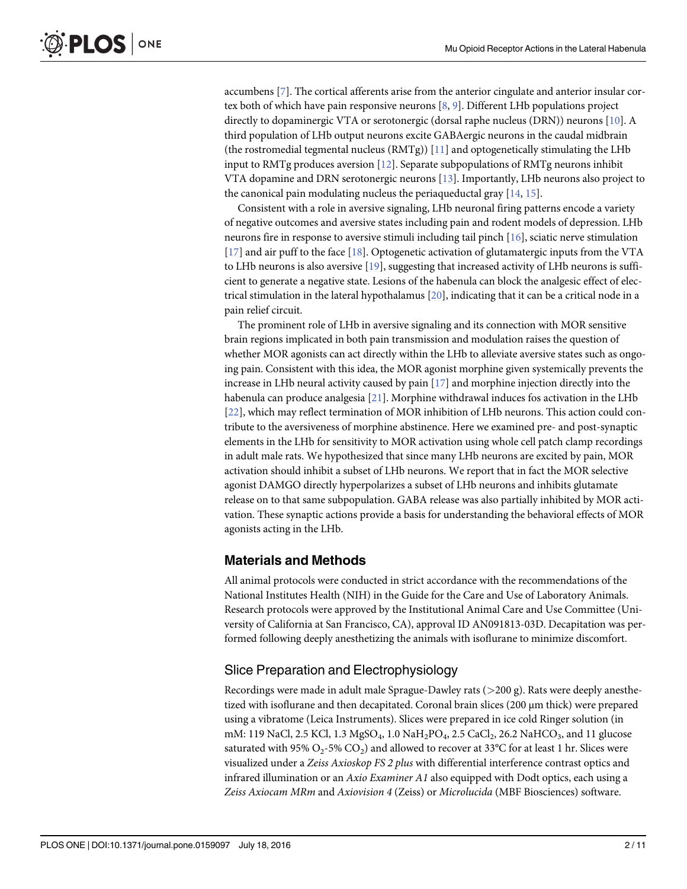accumbens [7]. The cortical afferents arise from the anterior cingulate and anterior insular cortex both of which have pain responsive neurons [8, 9]. Different LHb populations project directly to dopaminergic VTA or serotonergic (dorsal raphe nucleus (DRN)) neurons [10]. A third population of LHb output neurons excite GABAergic neurons in the caudal midbrain (the rostromedial tegmental nucleus (RMTg)) [11] and optogenetically stimulating the LHb input to RMTg produces aversion [12]. Separate subpopulations of RMTg neurons inhibit VTA dopamine and DRN serotonergic neurons [13]. Importantly, LHb neurons also project to the canonical pain modulating nucleus the periaqueductal gray [14, 15].

Consistent with a role in aversive signaling, LHb neuronal firing patterns encode a variety of negative outcomes and aversive states including pain and rodent models of depression. LHb neurons fire in response to aversive stimuli including tail pinch [16], sciatic nerve stimulation [17] and air puff to the face [18]. Optogenetic activation of glutamatergic inputs from the VTA to LHb neurons is also aversive [19], suggesting that increased activity of LHb neurons is sufficient to generate a negative state. Lesions of the habenula can block the analgesic effect of electrical stimulation in the lateral hypothalamus [20], indicating that it can be a critical node in a pain relief circuit.

The prominent role of LHb in aversive signaling and its connection with MOR sensitive brain regions implicated in both pain transmission and modulation raises the question of whether MOR agonists can act directly within the LHb to alleviate aversive states such as ongoing pain. Consistent with this idea, the MOR agonist morphine given systemically prevents the increase in LHb neural activity caused by pain [17] and morphine injection directly into the habenula can produce analgesia [21]. Morphine withdrawal induces fos activation in the LHb [22], which may reflect termination of MOR inhibition of LHb neurons. This action could contribute to the aversiveness of morphine abstinence. Here we examined pre- and post-synaptic elements in the LHb for sensitivity to MOR activation using whole cell patch clamp recordings in adult male rats. We hypothesized that since many LHb neurons are excited by pain, MOR activation should inhibit a subset of LHb neurons. We report that in fact the MOR selective agonist DAMGO directly hyperpolarizes a subset of LHb neurons and inhibits glutamate release on to that same subpopulation. GABA release was also partially inhibited by MOR activation. These synaptic actions provide a basis for understanding the behavioral effects of MOR agonists acting in the LHb.

## Materials and Methods

All animal protocols were conducted in strict accordance with the recommendations of the National Institutes Health (NIH) in the Guide for the Care and Use of Laboratory Animals. Research protocols were approved by the Institutional Animal Care and Use Committee (University of California at San Francisco, CA), approval ID AN091813-03D. Decapitation was performed following deeply anesthetizing the animals with isoflurane to minimize discomfort.

### Slice Preparation and Electrophysiology

Recordings were made in adult male Sprague-Dawley rats (>200 g). Rats were deeply anesthetized with isoflurane and then decapitated. Coronal brain slices (200 μm thick) were prepared using a vibratome (Leica Instruments). Slices were prepared in ice cold Ringer solution (in mM: 119 NaCl, 2.5 KCl, 1.3 $MgSO_4$, 1.0 $NaH_2PO_4$, 2.5 $CaCl_2$, 26.2 $NaHCO_3$, and 11 glucose saturated with 95% $O_2$-5% $CO_2$) and allowed to recover at 33°C for at least 1 hr. Slices were visualized under a *Zeiss Axioskop FS 2 plus* with differential interference contrast optics and infrared illumination or an *Axio Examiner A1* also equipped with Dodt optics, each using a *Zeiss Axiocam MRm* and *Axiovision 4* (Zeiss) or *Microlucida* (MBF Biosciences) software.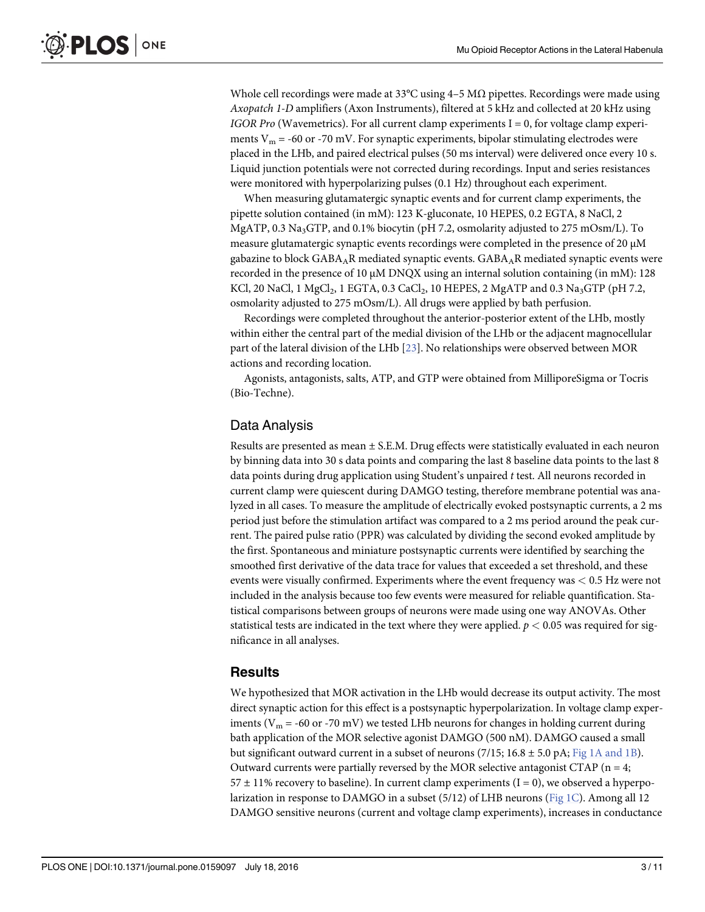Whole cell recordings were made at 33°C using 4–5 MΩ pipettes. Recordings were made using *Axopatch 1-D* amplifiers (Axon Instruments), filtered at 5 kHz and collected at 20 kHz using *IGOR Pro* (Wavemetrics). For all current clamp experiments I = 0, for voltage clamp experiments $V_m$ = -60 or -70 mV. For synaptic experiments, bipolar stimulating electrodes were placed in the LHb, and paired electrical pulses (50 ms interval) were delivered once every 10 s. Liquid junction potentials were not corrected during recordings. Input and series resistances were monitored with hyperpolarizing pulses (0.1 Hz) throughout each experiment.

When measuring glutamatergic synaptic events and for current clamp experiments, the pipette solution contained (in mM): 123 K-gluconate, 10 HEPES, 0.2 EGTA, 8 NaCl, 2 MgATP, 0.3 $Na_3GTP$, and 0.1% biocytin (pH 7.2, osmolarity adjusted to 275 mOsm/L). To measure glutamatergic synaptic events recordings were completed in the presence of 20 μM gabazine to block $GABA_AR$ mediated synaptic events. $GABA_AR$ mediated synaptic events were recorded in the presence of 10 μM DNQX using an internal solution containing (in mM): 128 KCl, 20 NaCl, 1 $MgCl_2$, 1 EGTA, 0.3 $CaCl_2$, 10 HEPES, 2 MgATP and 0.3 $Na_3GTP$ (pH 7.2, osmolarity adjusted to 275 mOsm/L). All drugs were applied by bath perfusion.

Recordings were completed throughout the anterior-posterior extent of the LHb, mostly within either the central part of the medial division of the LHb or the adjacent magnocellular part of the lateral division of the LHb [23]. No relationships were observed between MOR actions and recording location.

Agonists, antagonists, salts, ATP, and GTP were obtained from MilliporeSigma or Tocris (Bio-Techne).

## Data Analysis

Results are presented as mean ± S.E.M. Drug effects were statistically evaluated in each neuron by binning data into 30 s data points and comparing the last 8 baseline data points to the last 8 data points during drug application using Student's unpaired *t* test. All neurons recorded in current clamp were quiescent during DAMGO testing, therefore membrane potential was analyzed in all cases. To measure the amplitude of electrically evoked postsynaptic currents, a 2 ms period just before the stimulation artifact was compared to a 2 ms period around the peak current. The paired pulse ratio (PPR) was calculated by dividing the second evoked amplitude by the first. Spontaneous and miniature postsynaptic currents were identified by searching the smoothed first derivative of the data trace for values that exceeded a set threshold, and these events were visually confirmed. Experiments where the event frequency was < 0.5 Hz were not included in the analysis because too few events were measured for reliable quantification. Statistical comparisons between groups of neurons were made using one way ANOVAs. Other statistical tests are indicated in the text where they were applied. $p < 0.05$ was required for significance in all analyses.

## Results

We hypothesized that MOR activation in the LHb would decrease its output activity. The most direct synaptic action for this effect is a postsynaptic hyperpolarization. In voltage clamp experiments ($V_m$ = -60 or -70 mV) we tested LHb neurons for changes in holding current during bath application of the MOR selective agonist DAMGO (500 nM). DAMGO caused a small but significant outward current in a subset of neurons (7/15; 16.8 ± 5.0 pA; Fig 1A and 1B). Outward currents were partially reversed by the MOR selective antagonist CTAP (n = 4; 57 ± 11% recovery to baseline). In current clamp experiments (I = 0), we observed a hyperpolarization in response to DAMGO in a subset (5/12) of LHB neurons (Fig 1C). Among all 12 DAMGO sensitive neurons (current and voltage clamp experiments), increases in conductance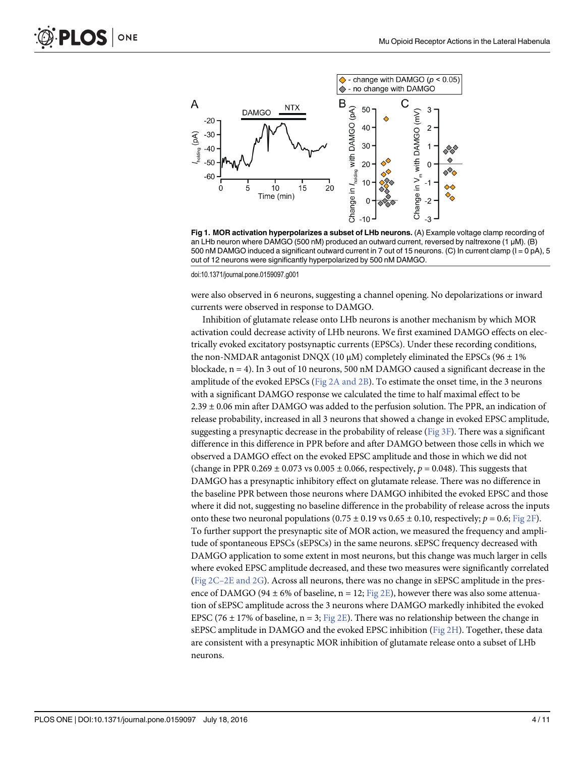**Fig 1. MOR activation hyperpolarizes a subset of LHb neurons.** (A) Example voltage clamp recording of an LHb neuron where DAMGO (500 nM) produced an outward current, reversed by naltrexone (1 μM). (B) 500 nM DAMGO induced a significant outward current in 7 out of 15 neurons. (C) In current clamp (I = 0 pA), 5 out of 12 neurons were significantly hyperpolarized by 500 nM DAMGO.

doi:10.1371/journal.pone.0159097.g001

were also observed in 6 neurons, suggesting a channel opening. No depolarizations or inward currents were observed in response to DAMGO.

Inhibition of glutamate release onto LHb neurons is another mechanism by which MOR activation could decrease activity of LHb neurons. We first examined DAMGO effects on electrically evoked excitatory postsynaptic currents (EPSCs). Under these recording conditions, the non-NMDAR antagonist DNQX (10 μM) completely eliminated the EPSCs (96 ± 1% blockade, n = 4). In 3 out of 10 neurons, 500 nM DAMGO caused a significant decrease in the amplitude of the evoked EPSCs (Fig 2A and 2B). To estimate the onset time, in the 3 neurons with a significant DAMGO response we calculated the time to half maximal effect to be 2.39 ± 0.06 min after DAMGO was added to the perfusion solution. The PPR, an indication of release probability, increased in all 3 neurons that showed a change in evoked EPSC amplitude, suggesting a presynaptic decrease in the probability of release (Fig 3F). There was a significant difference in this difference in PPR before and after DAMGO between those cells in which we observed a DAMGO effect on the evoked EPSC amplitude and those in which we did not (change in PPR 0.269 ± 0.073 vs 0.005 ± 0.066, respectively, $p = 0.048$). This suggests that DAMGO has a presynaptic inhibitory effect on glutamate release. There was no difference in the baseline PPR between those neurons where DAMGO inhibited the evoked EPSC and those where it did not, suggesting no baseline difference in the probability of release across the inputs onto these two neuronal populations (0.75 ± 0.19 vs 0.65 ± 0.10, respectively; $p = 0.6$; Fig 2F). To further support the presynaptic site of MOR action, we measured the frequency and amplitude of spontaneous EPSCs (sEPSCs) in the same neurons. sEPSC frequency decreased with DAMGO application to some extent in most neurons, but this change was much larger in cells where evoked EPSC amplitude decreased, and these two measures were significantly correlated (Fig 2C–2E and 2G). Across all neurons, there was no change in sEPSC amplitude in the presence of DAMGO (94 ± 6% of baseline, n = 12; Fig 2E), however there was also some attenuation of sEPSC amplitude across the 3 neurons where DAMGO markedly inhibited the evoked EPSC (76 ± 17% of baseline, n = 3; Fig 2E). There was no relationship between the change in sEPSC amplitude in DAMGO and the evoked EPSC inhibition (Fig 2H). Together, these data are consistent with a presynaptic MOR inhibition of glutamate release onto a subset of LHb neurons.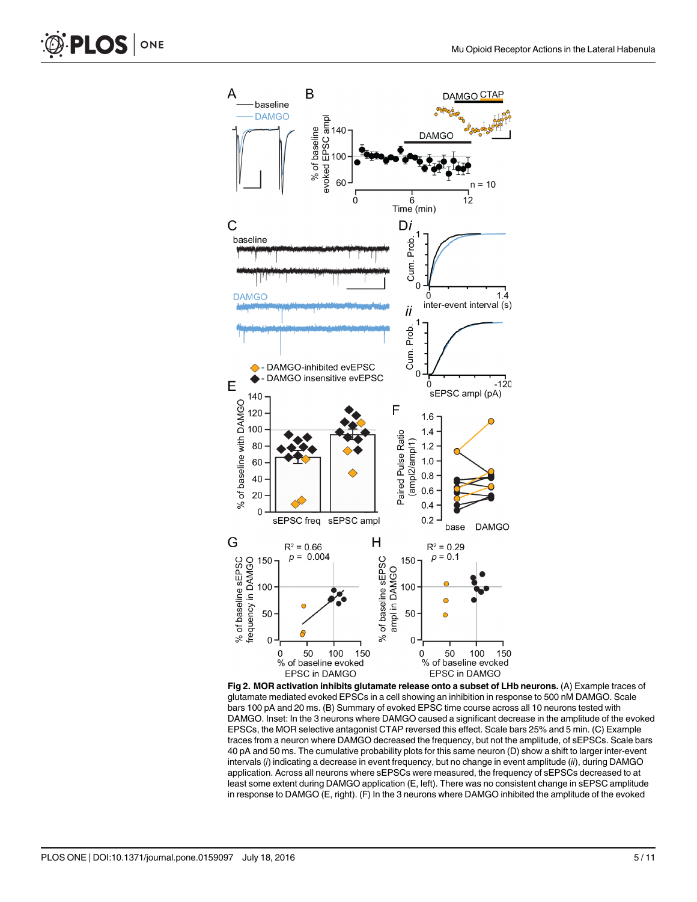**Fig 2. MOR activation inhibits glutamate release onto a subset of LHb neurons.** (A) Example traces of glutamate mediated evoked EPSCs in a cell showing an inhibition in response to 500 nM DAMGO. Scale bars 100 pA and 20 ms. (B) Summary of evoked EPSC time course across all 10 neurons tested with DAMGO. Inset: In the 3 neurons where DAMGO caused a significant decrease in the amplitude of the evoked EPSCs, the MOR selective antagonist CTAP reversed this effect. Scale bars 25% and 5 min. (C) Example traces from a neuron where DAMGO decreased the frequency, but not the amplitude, of sEPSCs. Scale bars 40 pA and 50 ms. The cumulative probability plots for this same neuron (D) show a shift to larger inter-event intervals (*i*) indicating a decrease in event frequency, but no change in event amplitude (*ii*), during DAMGO application. Across all neurons where sEPSCs were measured, the frequency of sEPSCs decreased to at least some extent during DAMGO application (E, left). There was no consistent change in sEPSC amplitude in response to DAMGO (E, right). (F) In the 3 neurons where DAMGO inhibited the amplitude of the evoked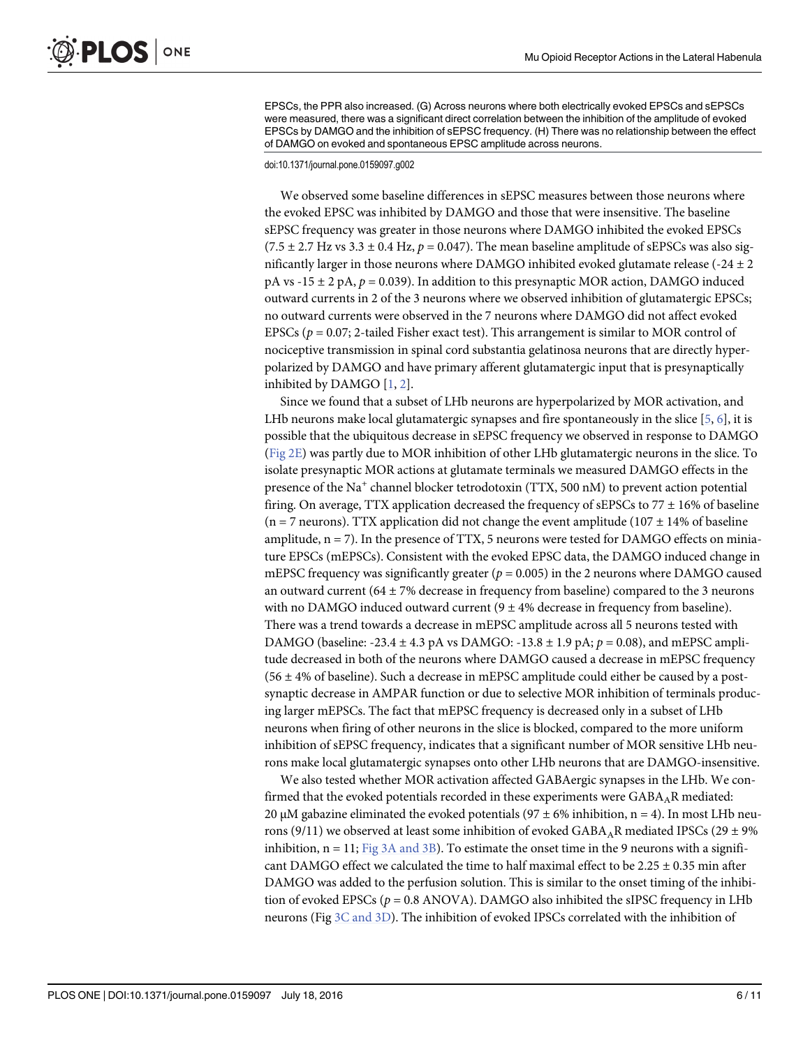EPSCs, the PPR also increased. (G) Across neurons where both electrically evoked EPSCs and sEPSCs were measured, there was a significant direct correlation between the inhibition of the amplitude of evoked EPSCs by DAMGO and the inhibition of sEPSC frequency. (H) There was no relationship between the effect of DAMGO on evoked and spontaneous EPSC amplitude across neurons.

doi:10.1371/journal.pone.0159097.g002

We observed some baseline differences in sEPSC measures between those neurons where the evoked EPSC was inhibited by DAMGO and those that were insensitive. The baseline sEPSC frequency was greater in those neurons where DAMGO inhibited the evoked EPSCs (7.5 ± 2.7 Hz vs 3.3 ± 0.4 Hz, $p = 0.047$). The mean baseline amplitude of sEPSCs was also significantly larger in those neurons where DAMGO inhibited evoked glutamate release (-24 ± 2 pA vs -15 ± 2 pA, $p = 0.039$). In addition to this presynaptic MOR action, DAMGO induced outward currents in 2 of the 3 neurons where we observed inhibition of glutamatergic EPSCs; no outward currents were observed in the 7 neurons where DAMGO did not affect evoked EPSCs ($p = 0.07$; 2-tailed Fisher exact test). This arrangement is similar to MOR control of nociceptive transmission in spinal cord substantia gelatinosa neurons that are directly hyperpolarized by DAMGO and have primary afferent glutamatergic input that is presynaptically inhibited by DAMGO [1, 2].

Since we found that a subset of LHb neurons are hyperpolarized by MOR activation, and LHb neurons make local glutamatergic synapses and fire spontaneously in the slice [5, 6], it is possible that the ubiquitous decrease in sEPSC frequency we observed in response to DAMGO (Fig 2E) was partly due to MOR inhibition of other LHb glutamatergic neurons in the slice. To isolate presynaptic MOR actions at glutamate terminals we measured DAMGO effects in the presence of the $Na^+$ channel blocker tetrodotoxin (TTX, 500 nM) to prevent action potential firing. On average, TTX application decreased the frequency of sEPSCs to 77 ± 16% of baseline (n = 7 neurons). TTX application did not change the event amplitude (107 ± 14% of baseline amplitude, n = 7). In the presence of TTX, 5 neurons were tested for DAMGO effects on miniature EPSCs (mEPSCs). Consistent with the evoked EPSC data, the DAMGO induced change in mEPSC frequency was significantly greater ($p = 0.005$) in the 2 neurons where DAMGO caused an outward current (64 ± 7% decrease in frequency from baseline) compared to the 3 neurons with no DAMGO induced outward current (9 ± 4% decrease in frequency from baseline). There was a trend towards a decrease in mEPSC amplitude across all 5 neurons tested with DAMGO (baseline: -23.4 ± 4.3 pA vs DAMGO: -13.8 ± 1.9 pA; $p = 0.08$), and mEPSC amplitude decreased in both of the neurons where DAMGO caused a decrease in mEPSC frequency (56 ± 4% of baseline). Such a decrease in mEPSC amplitude could either be caused by a postsynaptic decrease in AMPAR function or due to selective MOR inhibition of terminals producing larger mEPSCs. The fact that mEPSC frequency is decreased only in a subset of LHb neurons when firing of other neurons in the slice is blocked, compared to the more uniform inhibition of sEPSC frequency, indicates that a significant number of MOR sensitive LHb neurons make local glutamatergic synapses onto other LHb neurons that are DAMGO-insensitive.

We also tested whether MOR activation affected GABAergic synapses in the LHb. We confirmed that the evoked potentials recorded in these experiments were $GABA_AR$ mediated: 20 μM gabazine eliminated the evoked potentials (97 ± 6% inhibition, n = 4). In most LHb neurons (9/11) we observed at least some inhibition of evoked $GABA_AR$ mediated IPSCs (29 ± 9% inhibition, n = 11; Fig 3A and 3B). To estimate the onset time in the 9 neurons with a significant DAMGO effect we calculated the time to half maximal effect to be 2.25 ± 0.35 min after DAMGO was added to the perfusion solution. This is similar to the onset timing of the inhibition of evoked EPSCs ($p = 0.8$ ANOVA). DAMGO also inhibited the sIPSC frequency in LHb neurons (Fig 3C and 3D). The inhibition of evoked IPSCs correlated with the inhibition of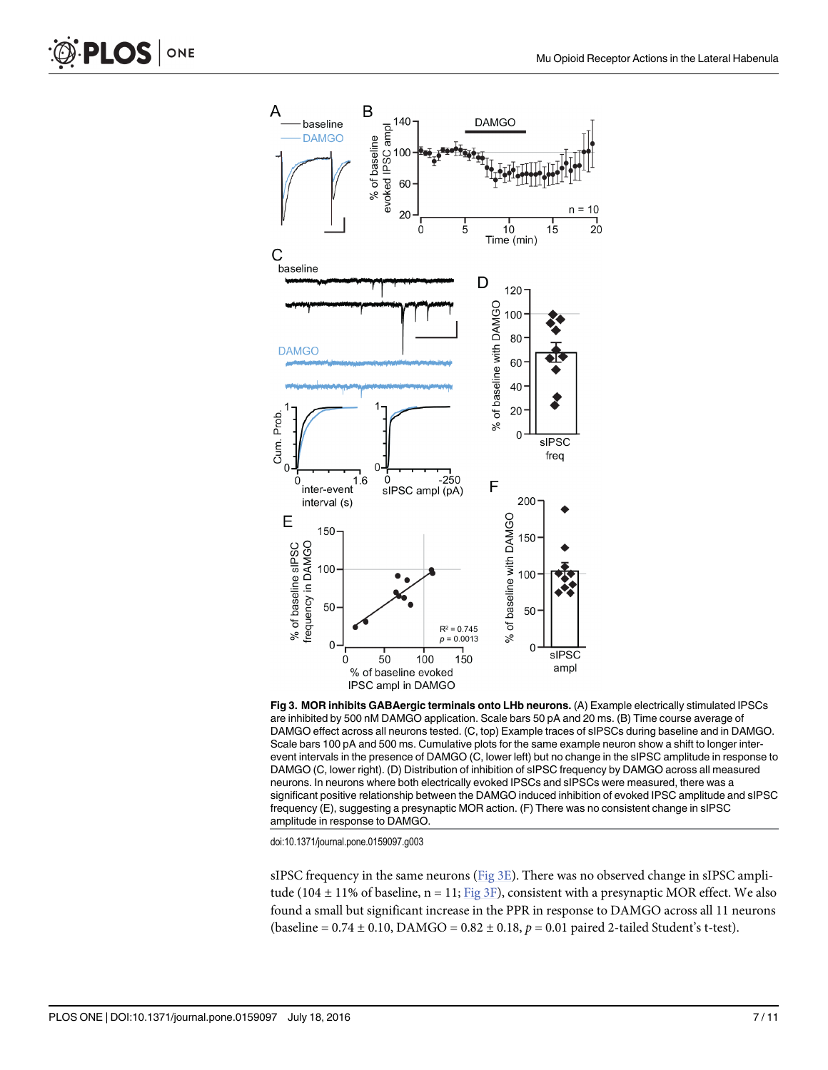**Fig 3. MOR inhibits GABAergic terminals onto LHb neurons.** (A) Example electrically stimulated IPSCs are inhibited by 500 nM DAMGO application. Scale bars 50 pA and 20 ms. (B) Time course average of DAMGO effect across all neurons tested. (C, top) Example traces of sIPSCs during baseline and in DAMGO. Scale bars 100 pA and 500 ms. Cumulative plots for the same example neuron show a shift to longer inter-event intervals in the presence of DAMGO (C, lower left) but no change in the sIPSC amplitude in response to DAMGO (C, lower right). (D) Distribution of inhibition of sIPSC frequency by DAMGO across all measured neurons. In neurons where both electrically evoked IPSCs and sIPSCs were measured, there was a significant positive relationship between the DAMGO induced inhibition of evoked IPSC amplitude and sIPSC frequency (E), suggesting a presynaptic MOR action. (F) There was no consistent change in sIPSC amplitude in response to DAMGO.

doi:10.1371/journal.pone.0159097.g003

sIPSC frequency in the same neurons (Fig 3E). There was no observed change in sIPSC amplitude (104 ± 11% of baseline, n = 11; Fig 3F), consistent with a presynaptic MOR effect. We also found a small but significant increase in the PPR in response to DAMGO across all 11 neurons (baseline = 0.74 ± 0.10, DAMGO = 0.82 ± 0.18, $p = 0.01$ paired 2-tailed Student's t-test).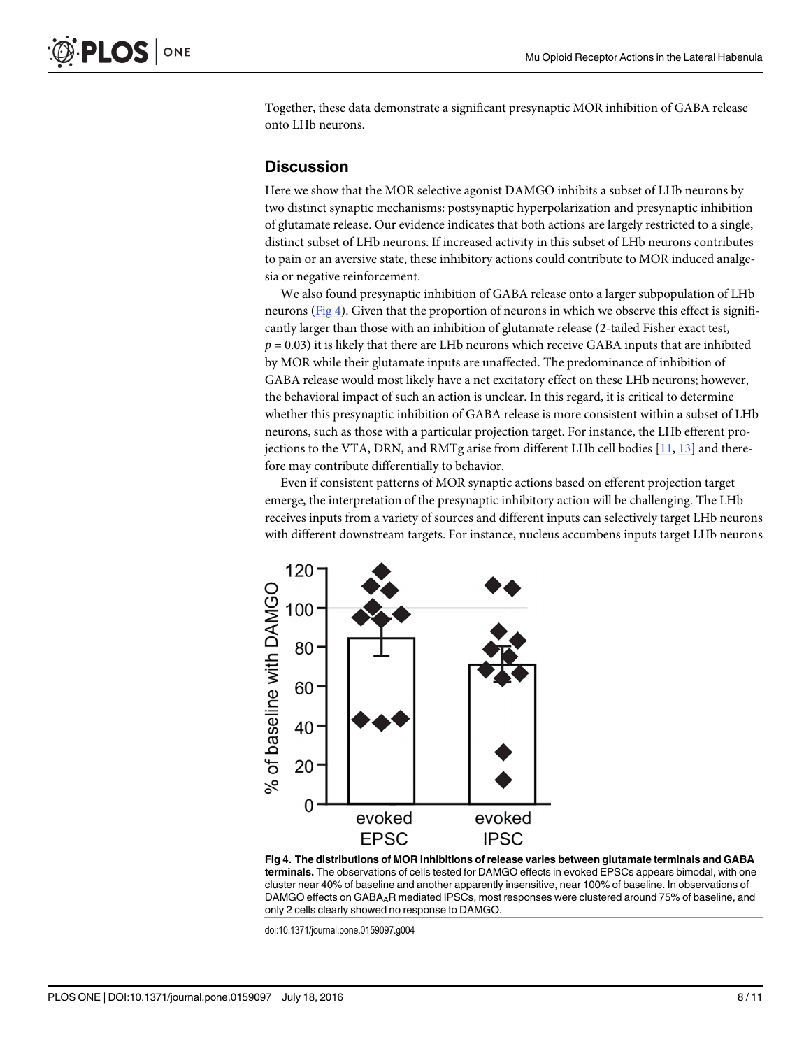Together, these data demonstrate a significant presynaptic MOR inhibition of GABA release onto LHb neurons.

## Discussion

Here we show that the MOR selective agonist DAMGO inhibits a subset of LHb neurons by two distinct synaptic mechanisms: postsynaptic hyperpolarization and presynaptic inhibition of glutamate release. Our evidence indicates that both actions are largely restricted to a single, distinct subset of LHb neurons. If increased activity in this subset of LHb neurons contributes to pain or an aversive state, these inhibitory actions could contribute to MOR induced analgesia or negative reinforcement.

We also found presynaptic inhibition of GABA release onto a larger subpopulation of LHb neurons (Fig 4). Given that the proportion of neurons in which we observe this effect is significantly larger than those with an inhibition of glutamate release (2-tailed Fisher exact test, $p = 0.03$) it is likely that there are LHb neurons which receive GABA inputs that are inhibited by MOR while their glutamate inputs are unaffected. The predominance of inhibition of GABA release would most likely have a net excitatory effect on these LHb neurons; however, the behavioral impact of such an action is unclear. In this regard, it is critical to determine whether this presynaptic inhibition of GABA release is more consistent within a subset of LHb neurons, such as those with a particular projection target. For instance, the LHb efferent projections to the VTA, DRN, and RMTg arise from different LHb cell bodies [11, 13] and therefore may contribute differentially to behavior.

Even if consistent patterns of MOR synaptic actions based on efferent projection target emerge, the interpretation of the presynaptic inhibitory action will be challenging. The LHb receives inputs from a variety of sources and different inputs can selectively target LHb neurons with different downstream targets. For instance, nucleus accumbens inputs target LHb neurons

**Fig 4. The distributions of MOR inhibitions of release varies between glutamate terminals and GABA terminals.** The observations of cells tested for DAMGO effects in evoked EPSCs appears bimodal, with one cluster near 40% of baseline and another apparently insensitive, near 100% of baseline. In observations of DAMGO effects on $GABA_AR$ mediated IPSCs, most responses were clustered around 75% of baseline, and only 2 cells clearly showed no response to DAMGO.

doi:10.1371/journal.pone.0159097.g004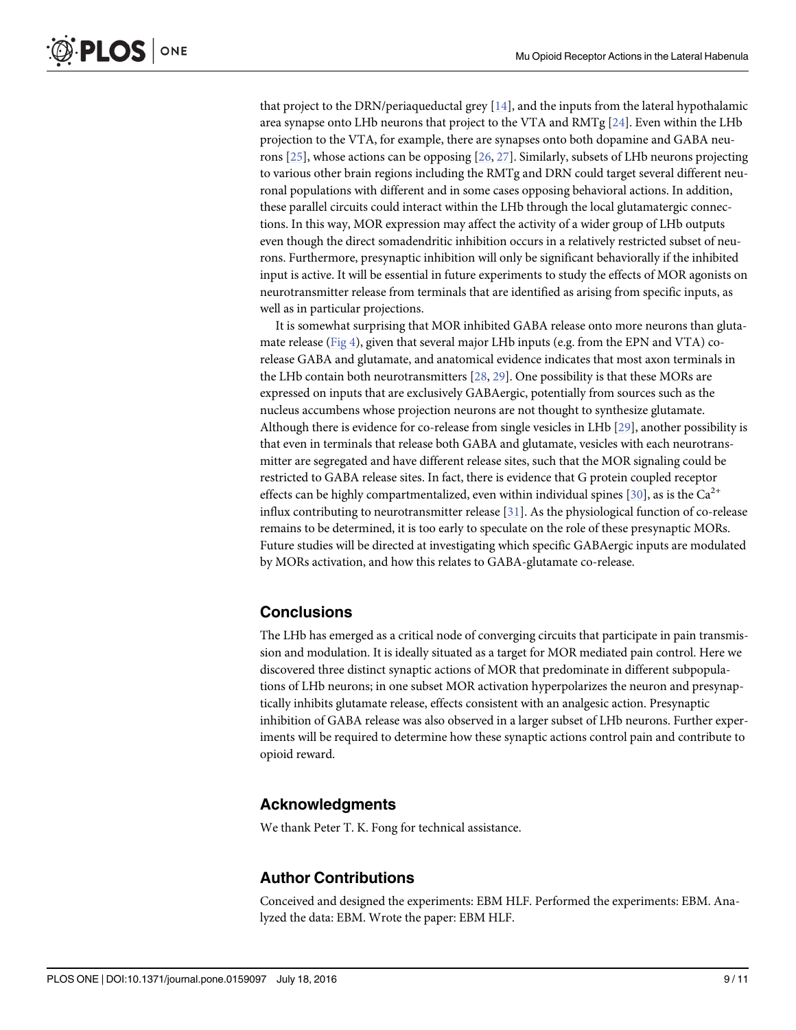that project to the DRN/periaqueductal grey [14], and the inputs from the lateral hypothalamic area synapse onto LHb neurons that project to the VTA and RMTg [24]. Even within the LHb projection to the VTA, for example, there are synapses onto both dopamine and GABA neurons [25], whose actions can be opposing [26, 27]. Similarly, subsets of LHb neurons projecting to various other brain regions including the RMTg and DRN could target several different neuronal populations with different and in some cases opposing behavioral actions. In addition, these parallel circuits could interact within the LHb through the local glutamatergic connections. In this way, MOR expression may affect the activity of a wider group of LHb outputs even though the direct somadendritic inhibition occurs in a relatively restricted subset of neurons. Furthermore, presynaptic inhibition will only be significant behaviorally if the inhibited input is active. It will be essential in future experiments to study the effects of MOR agonists on neurotransmitter release from terminals that are identified as arising from specific inputs, as well as in particular projections.

It is somewhat surprising that MOR inhibited GABA release onto more neurons than glutamate release (Fig 4), given that several major LHb inputs (e.g. from the EPN and VTA) co-release GABA and glutamate, and anatomical evidence indicates that most axon terminals in the LHb contain both neurotransmitters [28, 29]. One possibility is that these MORs are expressed on inputs that are exclusively GABAergic, potentially from sources such as the nucleus accumbens whose projection neurons are not thought to synthesize glutamate. Although there is evidence for co-release from single vesicles in LHb [29], another possibility is that even in terminals that release both GABA and glutamate, vesicles with each neurotransmitter are segregated and have different release sites, such that the MOR signaling could be restricted to GABA release sites. In fact, there is evidence that G protein coupled receptor effects can be highly compartmentalized, even within individual spines [30], as is the $Ca^{2+}$ influx contributing to neurotransmitter release [31]. As the physiological function of co-release remains to be determined, it is too early to speculate on the role of these presynaptic MORs. Future studies will be directed at investigating which specific GABAergic inputs are modulated by MORs activation, and how this relates to GABA-glutamate co-release.

## Conclusions

The LHb has emerged as a critical node of converging circuits that participate in pain transmission and modulation. It is ideally situated as a target for MOR mediated pain control. Here we discovered three distinct synaptic actions of MOR that predominate in different subpopulations of LHb neurons; in one subset MOR activation hyperpolarizes the neuron and presynaptically inhibits glutamate release, effects consistent with an analgesic action. Presynaptic inhibition of GABA release was also observed in a larger subset of LHb neurons. Further experiments will be required to determine how these synaptic actions control pain and contribute to opioid reward.

## Acknowledgments

We thank Peter T. K. Fong for technical assistance.

## Author Contributions

Conceived and designed the experiments: EBM HLF. Performed the experiments: EBM. Analyzed the data: EBM. Wrote the paper: EBM HLF.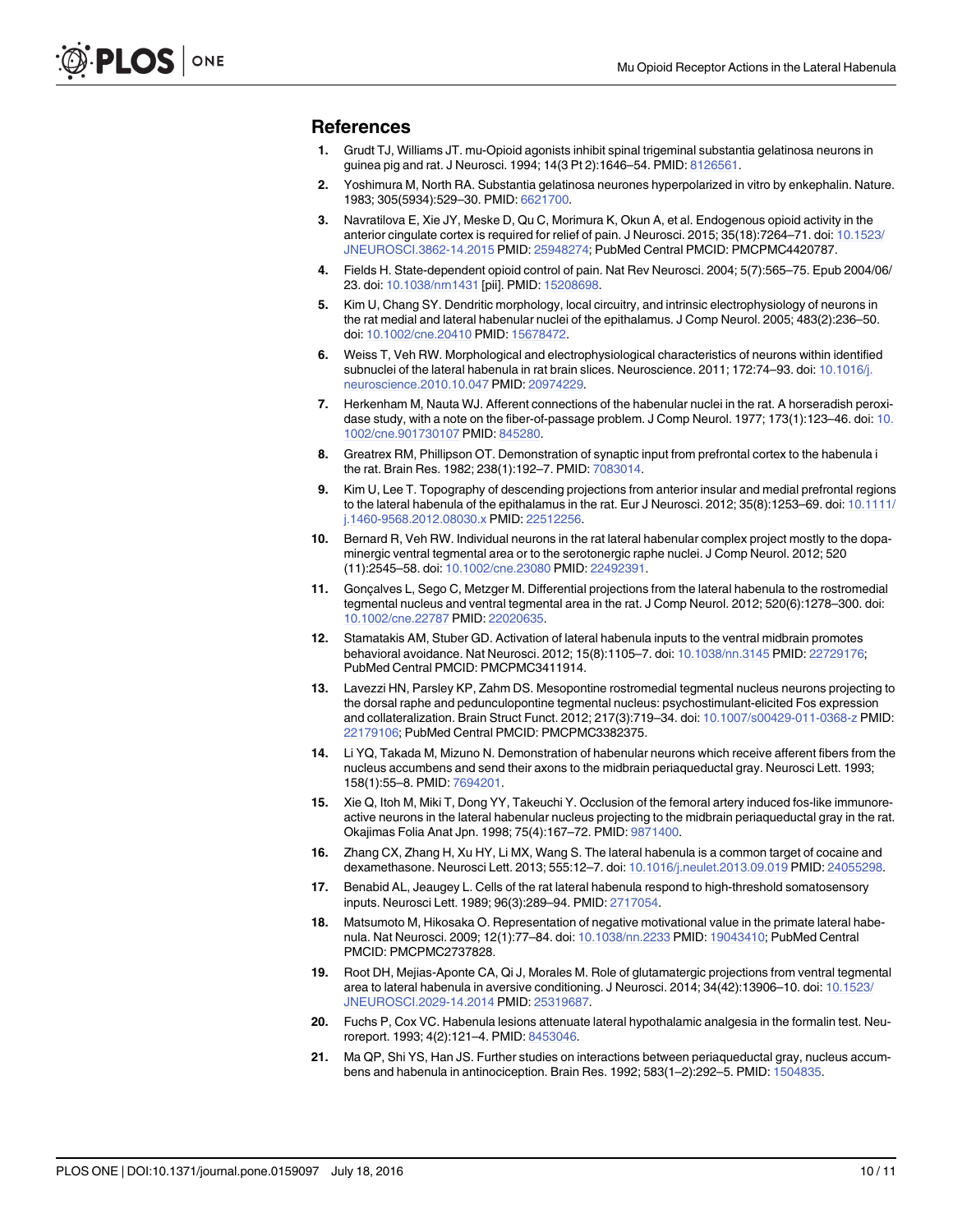## References

1. Grudt TJ, Williams JT. mu-Opioid agonists inhibit spinal trigeminal substantia gelatinosa neurons in guinea pig and rat. J Neurosci. 1994; 14(3 Pt 2):1646–54. PMID: 8126561.
2. Yoshimura M, North RA. Substantia gelatinosa neurones hyperpolarized in vitro by enkephalin. Nature. 1983; 305(5934):529–30. PMID: 6621700.
3. Navratilova E, Xie JY, Meske D, Qu C, Morimura K, Okun A, et al. Endogenous opioid activity in the anterior cingulate cortex is required for relief of pain. J Neurosci. 2015; 35(18):7264–71. doi: 10.1523/JNEUROSCI.3862-14.2015 PMID: 25948274; PubMed Central PMCID: PMCPMC4420787.
4. Fields H. State-dependent opioid control of pain. Nat Rev Neurosci. 2004; 5(7):565–75. Epub 2004/06/23. doi: 10.1038/nrn1431 [pii]. PMID: 15208698.
5. Kim U, Chang SY. Dendritic morphology, local circuitry, and intrinsic electrophysiology of neurons in the rat medial and lateral habenular nuclei of the epithalamus. J Comp Neurol. 2005; 483(2):236–50. doi: 10.1002/cne.20410 PMID: 15678472.
6. Weiss T, Veh RW. Morphological and electrophysiological characteristics of neurons within identified subnuclei of the lateral habenula in rat brain slices. Neuroscience. 2011; 172:74–93. doi: 10.1016/j.neuroscience.2010.10.047 PMID: 20974229.
7. Herkenham M, Nauta WJ. Afferent connections of the habenular nuclei in the rat. A horseradish peroxidase study, with a note on the fiber-of-passage problem. J Comp Neurol. 1977; 173(1):123–46. doi: 10.1002/cne.901730107 PMID: 845280.
8. Greatrex RM, Phillipson OT. Demonstration of synaptic input from prefrontal cortex to the habenula i the rat. Brain Res. 1982; 238(1):192–7. PMID: 7083014.
9. Kim U, Lee T. Topography of descending projections from anterior insular and medial prefrontal regions to the lateral habenula of the epithalamus in the rat. Eur J Neurosci. 2012; 35(8):1253–69. doi: 10.1111/j.1460-9568.2012.08030.x PMID: 22512256.
10. Bernard R, Veh RW. Individual neurons in the rat lateral habenular complex project mostly to the dopaminergic ventral tegmental area or to the serotonergic raphe nuclei. J Comp Neurol. 2012; 520(11):2545–58. doi: 10.1002/cne.23080 PMID: 22492391.
11. Gonçalves L, Sego C, Metzger M. Differential projections from the lateral habenula to the rostromedial tegmental nucleus and ventral tegmental area in the rat. J Comp Neurol. 2012; 520(6):1278–300. doi: 10.1002/cne.22787 PMID: 22020635.
12. Stamatakis AM, Stuber GD. Activation of lateral habenula inputs to the ventral midbrain promotes behavioral avoidance. Nat Neurosci. 2012; 15(8):1105–7. doi: 10.1038/nn.3145 PMID: 22729176; PubMed Central PMCID: PMCPMC3411914.
13. Lavezzi HN, Parsley KP, Zahm DS. Mesopontine rostromedial tegmental nucleus neurons projecting to the dorsal raphe and pedunculopontine tegmental nucleus: psychostimulant-elicited Fos expression and collateralization. Brain Struct Funct. 2012; 217(3):719–34. doi: 10.1007/s00429-011-0368-z PMID: 22179106; PubMed Central PMCID: PMCPMC3382375.
14. Li YQ, Takada M, Mizuno N. Demonstration of habenular neurons which receive afferent fibers from the nucleus accumbens and send their axons to the midbrain periaqueductal gray. Neurosci Lett. 1993; 158(1):55–8. PMID: 7694201.
15. Xie Q, Itoh M, Miki T, Dong YY, Takeuchi Y. Occlusion of the femoral artery induced fos-like immunoreactive neurons in the lateral habenular nucleus projecting to the midbrain periaqueductal gray in the rat. Okajimas Folia Anat Jpn. 1998; 75(4):167–72. PMID: 9871400.
16. Zhang CX, Zhang H, Xu HY, Li MX, Wang S. The lateral habenula is a common target of cocaine and dexamethasone. Neurosci Lett. 2013; 555:12–7. doi: 10.1016/j.neulet.2013.09.019 PMID: 24055298.
17. Benabid AL, Jeaugey L. Cells of the rat lateral habenula respond to high-threshold somatosensory inputs. Neurosci Lett. 1989; 96(3):289–94. PMID: 2717054.
18. Matsumoto M, Hikosaka O. Representation of negative motivational value in the primate lateral habenula. Nat Neurosci. 2009; 12(1):77–84. doi: 10.1038/nn.2233 PMID: 19043410; PubMed Central PMCID: PMCPMC2737828.
19. Root DH, Mejias-Aponte CA, Qi J, Morales M. Role of glutamatergic projections from ventral tegmental area to lateral habenula in aversive conditioning. J Neurosci. 2014; 34(42):13906–10. doi: 10.1523/JNEUROSCI.2029-14.2014 PMID: 25319687.
20. Fuchs P, Cox VC. Habenula lesions attenuate lateral hypothalamic analgesia in the formalin test. Neuroreport. 1993; 4(2):121–4. PMID: 8453046.
21. Ma QP, Shi YS, Han JS. Further studies on interactions between periaqueductal gray, nucleus accumbens and habenula in antinociception. Brain Res. 1992; 583(1–2):292–5. PMID: 1504835.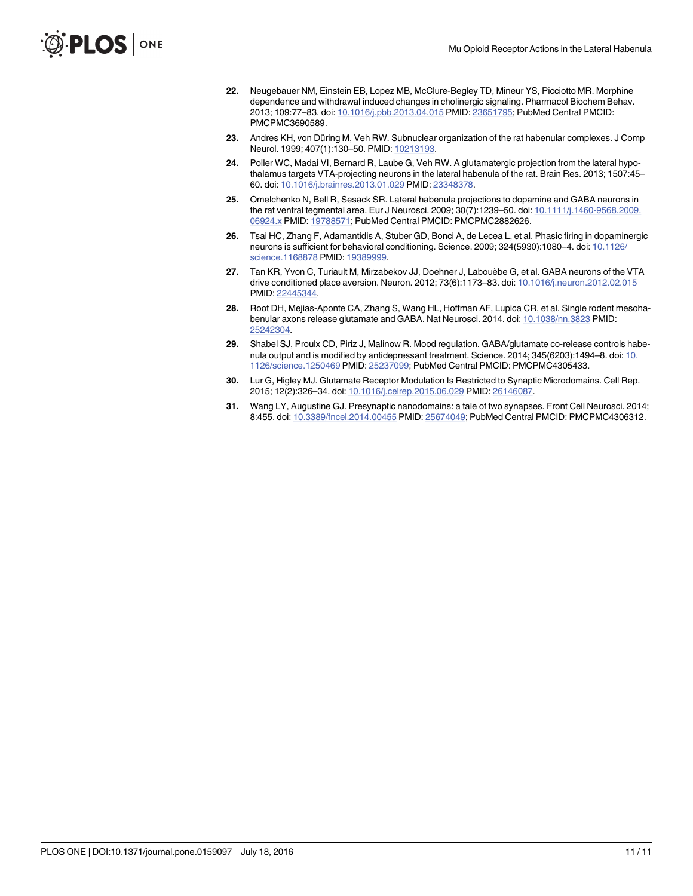22. Neugebauer NM, Einstein EB, Lopez MB, McClure-Begley TD, Mineur YS, Picciotto MR. Morphine dependence and withdrawal induced changes in cholinergic signaling. Pharmacol Biochem Behav. 2013; 109:77–83. doi: 10.1016/j.pbb.2013.04.015 PMID: 23651795; PubMed Central PMCID: PMCPMC3690589.
23. Andres KH, von Düring M, Veh RW. Subnuclear organization of the rat habenular complexes. J Comp Neurol. 1999; 407(1):130–50. PMID: 10213193.
24. Poller WC, Madai VI, Bernard R, Laube G, Veh RW. A glutamatergic projection from the lateral hypothalamus targets VTA-projecting neurons in the lateral habenula of the rat. Brain Res. 2013; 1507:45–60. doi: 10.1016/j.brainres.2013.01.029 PMID: 23348378.
25. Omelchenko N, Bell R, Sesack SR. Lateral habenula projections to dopamine and GABA neurons in the rat ventral tegmental area. Eur J Neurosci. 2009; 30(7):1239–50. doi: 10.1111/j.1460-9568.2009.06924.x PMID: 19788571; PubMed Central PMCID: PMCPMC2882626.
26. Tsai HC, Zhang F, Adamantidis A, Stuber GD, Bonci A, de Lecea L, et al. Phasic firing in dopaminergic neurons is sufficient for behavioral conditioning. Science. 2009; 324(5930):1080–4. doi: 10.1126/science.1168878 PMID: 19389999.
27. Tan KR, Yvon C, Turiault M, Mirzabekov JJ, Doehner J, Labouèbe G, et al. GABA neurons of the VTA drive conditioned place aversion. Neuron. 2012; 73(6):1173–83. doi: 10.1016/j.neuron.2012.02.015 PMID: 22445344.
28. Root DH, Mejias-Aponte CA, Zhang S, Wang HL, Hoffman AF, Lupica CR, et al. Single rodent mesohabenular axons release glutamate and GABA. Nat Neurosci. 2014. doi: 10.1038/nn.3823 PMID: 25242304.
29. Shabel SJ, Proulx CD, Piriz J, Malinow R. Mood regulation. GABA/glutamate co-release controls habenula output and is modified by antidepressant treatment. Science. 2014; 345(6203):1494–8. doi: 10.1126/science.1250469 PMID: 25237099; PubMed Central PMCID: PMCPMC4305433.
30. Lur G, Higley MJ. Glutamate Receptor Modulation Is Restricted to Synaptic Microdomains. Cell Rep. 2015; 12(2):326–34. doi: 10.1016/j.celrep.2015.06.029 PMID: 26146087.
31. Wang LY, Augustine GJ. Presynaptic nanodomains: a tale of two synapses. Front Cell Neurosci. 2014; 8:455. doi: 10.3389/fncel.2014.00455 PMID: 25674049; PubMed Central PMCID: PMCPMC4306312.